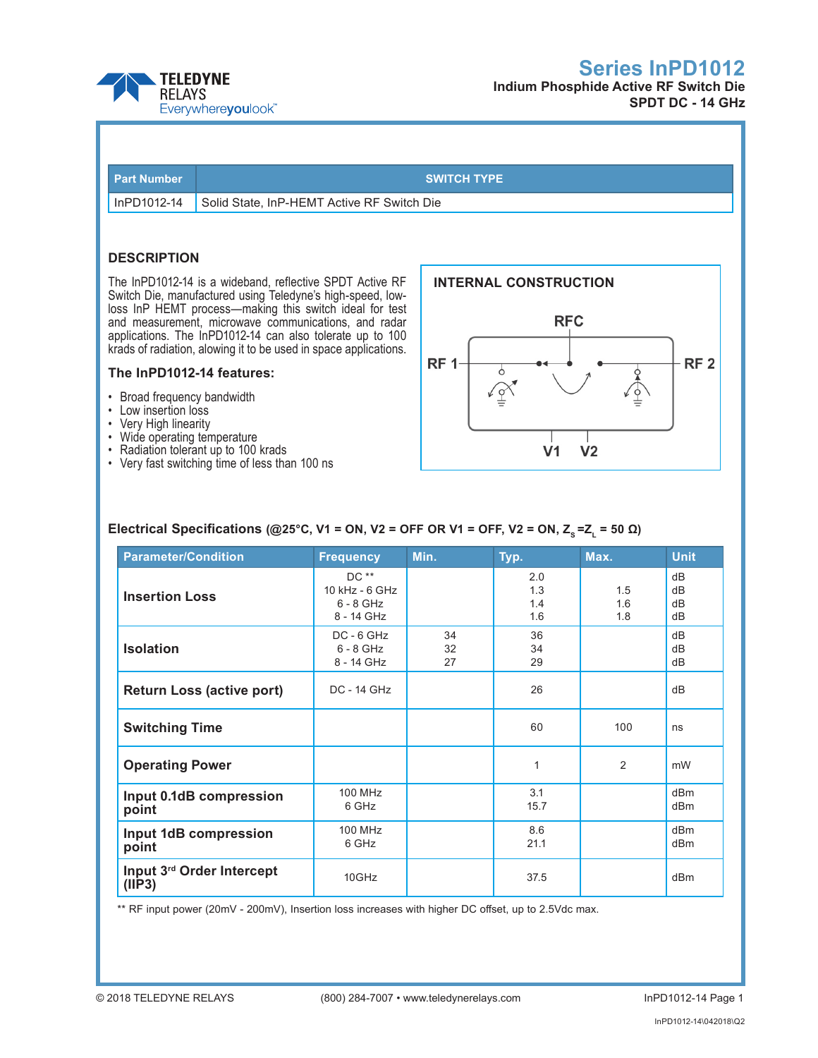# Series InPD1012

**Indium Phosphide Active RF Switch Die**
**SPDT DC - 14 GHz**

| Part Number | SWITCH TYPE |
| --- | --- |
| InPD1012-14 | Solid State, InP-HEMT Active RF Switch Die |

## DESCRIPTION

The InPD1012-14 is a wideband, reflective SPDT Active RF Switch Die, manufactured using Teledyne's high-speed, low-loss InP HEMT process—making this switch ideal for test and measurement, microwave communications, and radar applications. The InPD1012-14 can also tolerate up to 100 krads of radiation, allowing it to be used in space applications.

### The InPD1012-14 features:

- Broad frequency bandwidth
- Low insertion loss
- Very High linearity
- Wide operating temperature
- Radiation tolerant up to 100 krads
- Very fast switching time of less than 100 ns

## INTERNAL CONSTRUCTION

RFC

RF 1 RF 2

V1 V2

### Electrical Specifications (@25°C, V1 = ON, V2 = OFF OR V1 = OFF, V2 = ON, $Z_S = Z_L$ = 50 Ω)

| Parameter/Condition | Frequency | Min. | Typ. | Max. | Unit |
| --- | --- | --- | --- | --- | --- |
| Insertion Loss | DC **<br>10 kHz - 6 GHz<br>6 - 8 GHz<br>8 - 14 GHz | | 2.0<br>1.3<br>1.4<br>1.6 | <br>1.5<br>1.6<br>1.8 | dB<br>dB<br>dB<br>dB |
| Isolation | DC - 6 GHz<br>6 - 8 GHz<br>8 - 14 GHz | 34<br>32<br>27 | 36<br>34<br>29 | | dB<br>dB<br>dB |
| Return Loss (active port) | DC - 14 GHz | | 26 | | dB |
| Switching Time | | | 60 | 100 | ns |
| Operating Power | | | 1 | 2 | mW |
| Input 0.1dB compression point | 100 MHz<br>6 GHz | | 3.1<br>15.7 | | dBm<br>dBm |
| Input 1dB compression point | 100 MHz<br>6 GHz | | 8.6<br>21.1 | | dBm<br>dBm |
| Input 3rd Order Intercept (IIP3) | 10GHz | | 37.5 | | dBm |

** RF input power (20mV - 200mV), Insertion loss increases with higher DC offset, up to 2.5Vdc max.

© 2018 TELEDYNE RELAYS (800) 284-7007 • www.teledynerelays.com

InPD1012-14\042018\Q2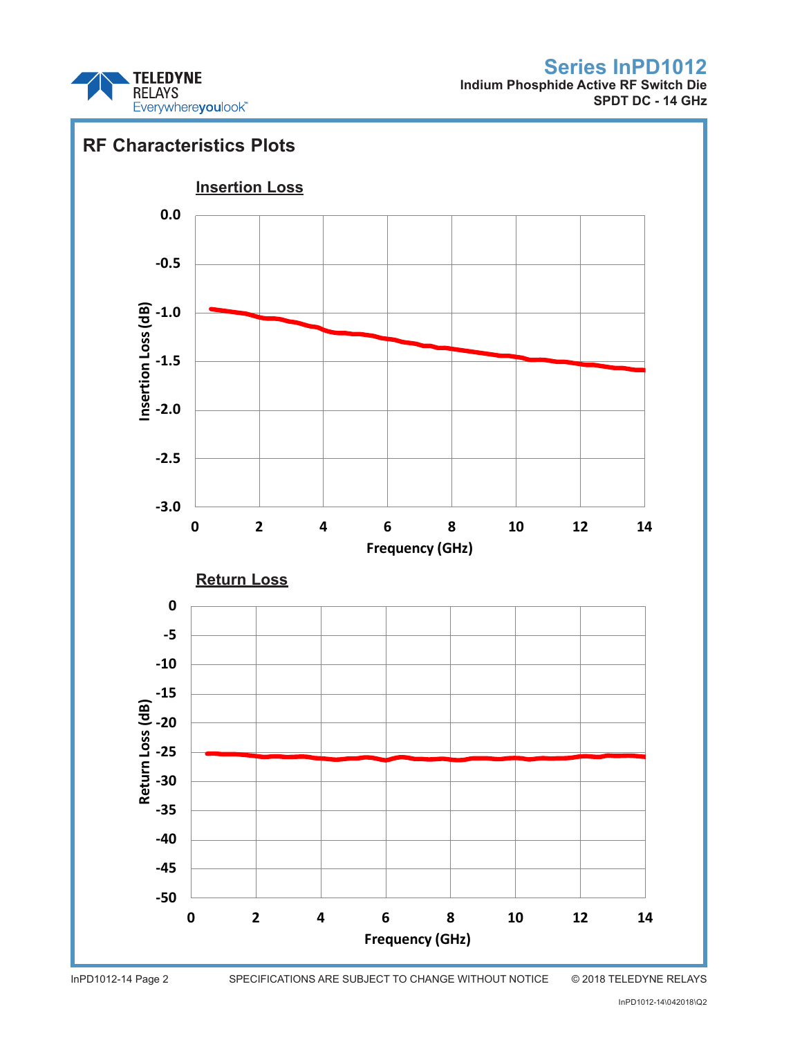## RF Characteristics Plots

### Insertion Loss

### Return Loss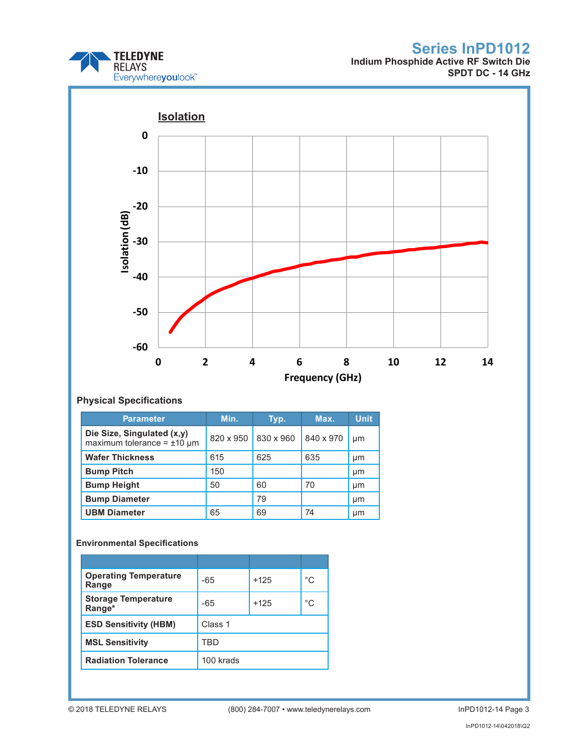## Isolation

## Physical Specifications

| Parameter | Min. | Typ. | Max. | Unit |
|---|---|---|---|---|
| **Die Size, Singulated (x,y)** maximum tolerance = ±10 µm | 820 x 950 | 830 x 960 | 840 x 970 | µm |
| **Wafer Thickness** | 615 | 625 | 635 | µm |
| **Bump Pitch** | 150 | | | µm |
| **Bump Height** | 50 | 60 | 70 | µm |
| **Bump Diameter** | | 79 | | µm |
| **UBM Diameter** | 65 | 69 | 74 | µm |

## Environmental Specifications

| | | | |
|---|---|---|---|
| **Operating Temperature Range** | -65 | +125 | °C |
| **Storage Temperature Range*** | -65 | +125 | °C |
| **ESD Sensitivity (HBM)** | Class 1 | | |
| **MSL Sensitivity** | TBD | | |
| **Radiation Tolerance** | 100 krads | | |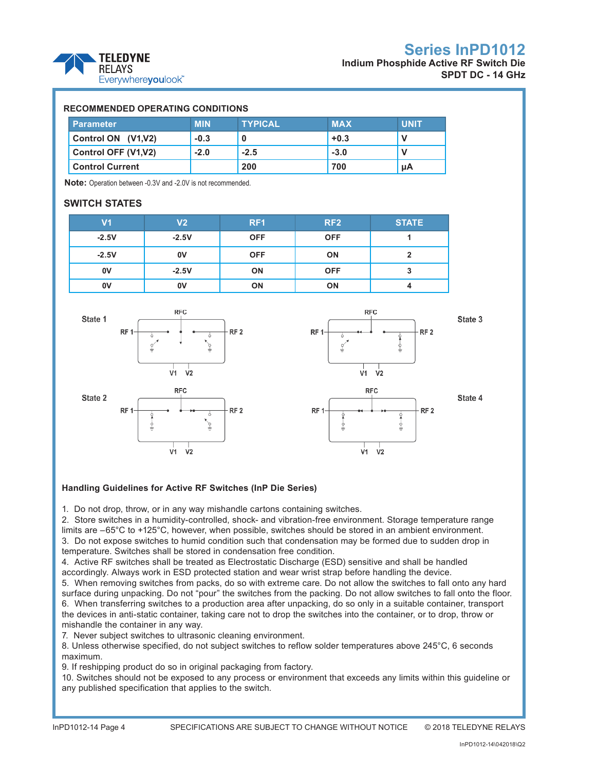## RECOMMENDED OPERATING CONDITIONS

| Parameter | MIN | TYPICAL | MAX | UNIT |
|---|---|---|---|---|
| Control ON (V1,V2) | -0.3 | 0 | +0.3 | V |
| Control OFF (V1,V2) | -2.0 | -2.5 | -3.0 | V |
| Control Current | | 200 | 700 | µA |

**Note:** Operation between -0.3V and -2.0V is not recommended.

## SWITCH STATES

| V1 | V2 | RF1 | RF2 | STATE |
|---|---|---|---|---|
| -2.5V | -2.5V | OFF | OFF | 1 |
| -2.5V | 0V | OFF | ON | 2 |
| 0V | -2.5V | ON | OFF | 3 |
| 0V | 0V | ON | ON | 4 |

State 1

RFC
RF 1
RF 2
V1 V2

State 3

RFC
RF 1
RF 2
V1 V2

State 2

RFC
RF 1
RF 2
V1 V2

State 4

RFC
RF 1
RF 2
V1 V2

### Handling Guidelines for Active RF Switches (InP Die Series)

1. Do not drop, throw, or in any way mishandle cartons containing switches.
2. Store switches in a humidity-controlled, shock- and vibration-free environment. Storage temperature range limits are –65°C to +125°C, however, when possible, switches should be stored in an ambient environment.
3. Do not expose switches to humid condition such that condensation may be formed due to sudden drop in temperature. Switches shall be stored in condensation free condition.
4. Active RF switches shall be treated as Electrostatic Discharge (ESD) sensitive and shall be handled accordingly. Always work in ESD protected station and wear wrist strap before handling the device.
5. When removing switches from packs, do so with extreme care. Do not allow the switches to fall onto any hard surface during unpacking. Do not "pour" the switches from the packing. Do not allow switches to fall onto the floor.
6. When transferring switches to a production area after unpacking, do so only in a suitable container, transport the devices in anti-static container, taking care not to drop the switches into the container, or to drop, throw or mishandle the container in any way.
7. Never subject switches to ultrasonic cleaning environment.
8. Unless otherwise specified, do not subject switches to reflow solder temperatures above 245°C, 6 seconds maximum.
9. If reshipping product do so in original packaging from factory.
10. Switches should not be exposed to any process or environment that exceeds any limits within this guideline or any published specification that applies to the switch.